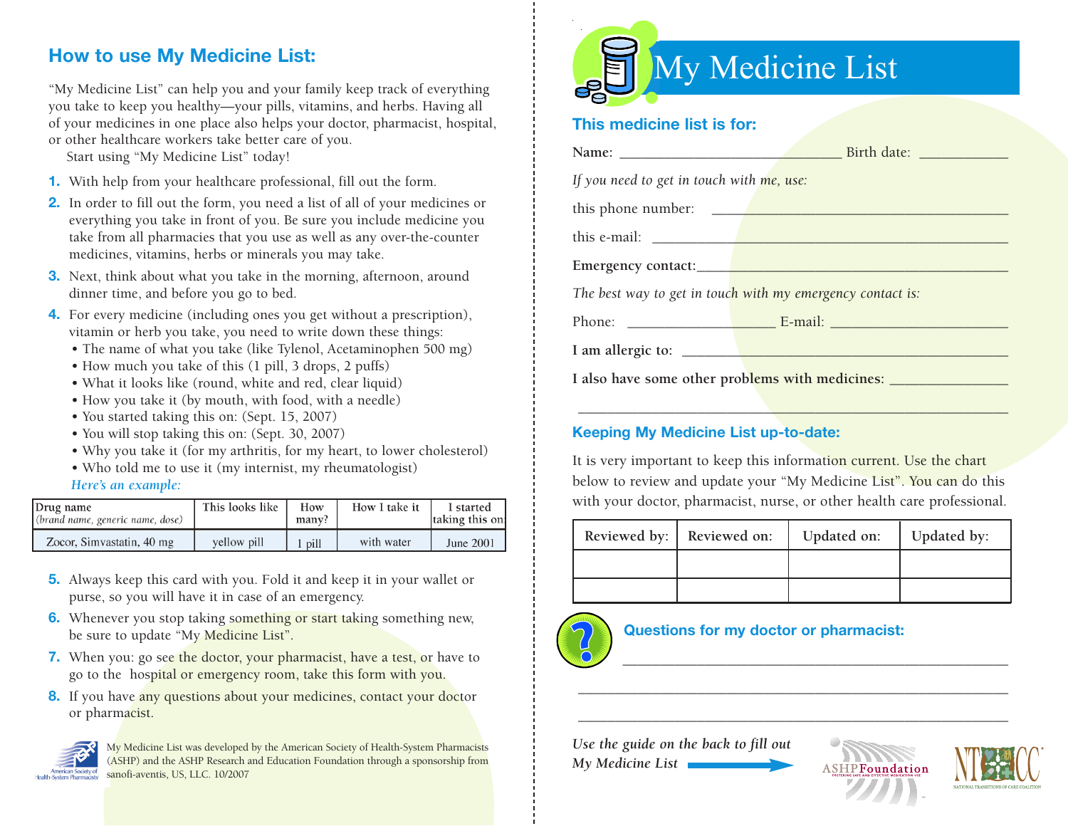## How to use My Medicine List:

"My Medicine List" can help you and your family keep track of everything you take to keep you healthy—your pills, vitamins, and herbs. Having all of your medicines in one place also helps your doctor, pharmacist, hospital, or other healthcare workers take better care of you.

Start using "My Medicine List" today!

1. With help from your healthcare professional, fill out the form.
2. In order to fill out the form, you need a list of all of your medicines or everything you take in front of you. Be sure you include medicine you take from all pharmacies that you use as well as any over-the-counter medicines, vitamins, herbs or minerals you may take.
3. Next, think about what you take in the morning, afternoon, around dinner time, and before you go to bed.
4. For every medicine (including ones you get without a prescription), vitamin or herb you take, you need to write down these things:
   - The name of what you take (like Tylenol, Acetaminophen 500 mg)
   - How much you take of this (1 pill, 3 drops, 2 puffs)
   - What it looks like (round, white and red, clear liquid)
   - How you take it (by mouth, with food, with a needle)
   - You started taking this on: (Sept. 15, 2007)
   - You will stop taking this on: (Sept. 30, 2007)
   - Why you take it (for my arthritis, for my heart, to lower cholesterol)
   - Who told me to use it (my internist, my rheumatologist)

   *Here's an example:*

| Drug name *(brand name, generic name, dose)* | This looks like | How many? | How I take it | I started taking this on |
|---|---|---|---|---|
| Zocor, Simvastatin, 40 mg | yellow pill | 1 pill | with water | June 2001 |

5. Always keep this card with you. Fold it and keep it in your wallet or purse, so you will have it in case of an emergency.
6. Whenever you stop taking something or start taking something new, be sure to update "My Medicine List".
7. When you: go see the doctor, your pharmacist, have a test, or have to go to the hospital or emergency room, take this form with you.
8. If you have any questions about your medicines, contact your doctor or pharmacist.

My Medicine List was developed by the American Society of Health-System Pharmacists (ASHP) and the ASHP Research and Education Foundation through a sponsorship from sanofi-aventis, US, LLC. 10/2007

# My Medicine List

### This medicine list is for:

**Name:** ______________________ Birth date: __________

*If you need to get in touch with me, use:*

this phone number: ______________________

this e-mail: ______________________

**Emergency contact:** ______________________

*The best way to get in touch with my emergency contact is:*

Phone: ______________ E-mail: ______________

**I am allergic to:** ______________________

**I also have some other problems with medicines:** ______________________

______________________

### Keeping My Medicine List up-to-date:

It is very important to keep this information current. Use the chart below to review and update your "My Medicine List". You can do this with your doctor, pharmacist, nurse, or other health care professional.

| Reviewed by: | Reviewed on: | Updated on: | Updated by: |
|---|---|---|---|
| | | | |
| | | | |

### Questions for my doctor or pharmacist:

______________________

______________________

______________________

*Use the guide on the back to fill out My Medicine List*

ASHP Foundation

NATIONAL TRANSITIONS OF CARE COALITION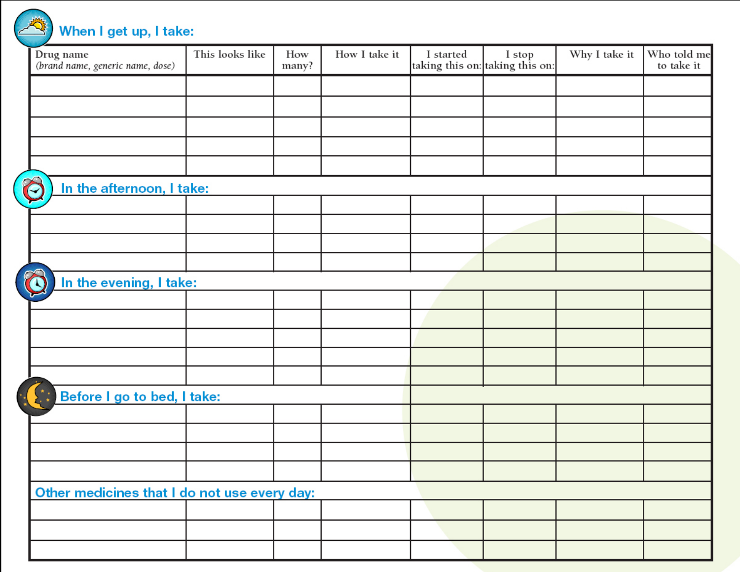## When I get up, I take:

| Drug name *(brand name, generic name, dose)* | This looks like | How many? | How I take it | I started taking this on: | I stop taking this on: | Why I take it | Who told me to take it |
|---|---|---|---|---|---|---|---|
| | | | | | | | |
| | | | | | | | |
| | | | | | | | |
| | | | | | | | |
| | | | | | | | |

## In the afternoon, I take:

| | | | | | | | |
|---|---|---|---|---|---|---|---|
| | | | | | | | |
| | | | | | | | |
| | | | | | | | |
| | | | | | | | |

## In the evening, I take:

| | | | | | | | |
|---|---|---|---|---|---|---|---|
| | | | | | | | |
| | | | | | | | |
| | | | | | | | |
| | | | | | | | |
| | | | | | | | |

## Before I go to bed, I take:

| | | | | | | | |
|---|---|---|---|---|---|---|---|
| | | | | | | | |
| | | | | | | | |
| | | | | | | | |
| | | | | | | | |

## Other medicines that I do not use every day:

| | | | | | | | |
|---|---|---|---|---|---|---|---|
| | | | | | | | |
| | | | | | | | |
| | | | | | | | |